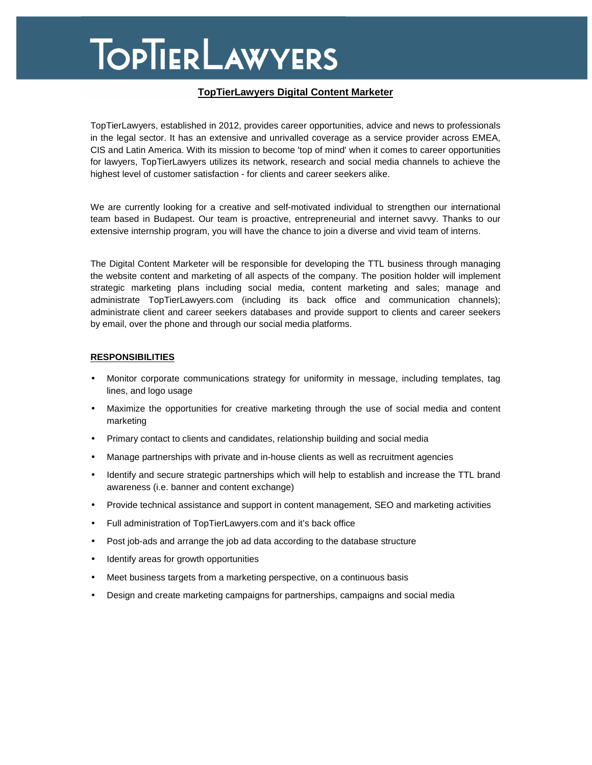# TopTierLawyers

## TopTierLawyers Digital Content Marketer

TopTierLawyers, established in 2012, provides career opportunities, advice and news to professionals in the legal sector. It has an extensive and unrivalled coverage as a service provider across EMEA, CIS and Latin America. With its mission to become 'top of mind' when it comes to career opportunities for lawyers, TopTierLawyers utilizes its network, research and social media channels to achieve the highest level of customer satisfaction - for clients and career seekers alike.

We are currently looking for a creative and self-motivated individual to strengthen our international team based in Budapest. Our team is proactive, entrepreneurial and internet savvy. Thanks to our extensive internship program, you will have the chance to join a diverse and vivid team of interns.

The Digital Content Marketer will be responsible for developing the TTL business through managing the website content and marketing of all aspects of the company. The position holder will implement strategic marketing plans including social media, content marketing and sales; manage and administrate TopTierLawyers.com (including its back office and communication channels); administrate client and career seekers databases and provide support to clients and career seekers by email, over the phone and through our social media platforms.

### RESPONSIBILITIES

- Monitor corporate communications strategy for uniformity in message, including templates, tag lines, and logo usage
- Maximize the opportunities for creative marketing through the use of social media and content marketing
- Primary contact to clients and candidates, relationship building and social media
- Manage partnerships with private and in-house clients as well as recruitment agencies
- Identify and secure strategic partnerships which will help to establish and increase the TTL brand awareness (i.e. banner and content exchange)
- Provide technical assistance and support in content management, SEO and marketing activities
- Full administration of TopTierLawyers.com and it's back office
- Post job-ads and arrange the job ad data according to the database structure
- Identify areas for growth opportunities
- Meet business targets from a marketing perspective, on a continuous basis
- Design and create marketing campaigns for partnerships, campaigns and social media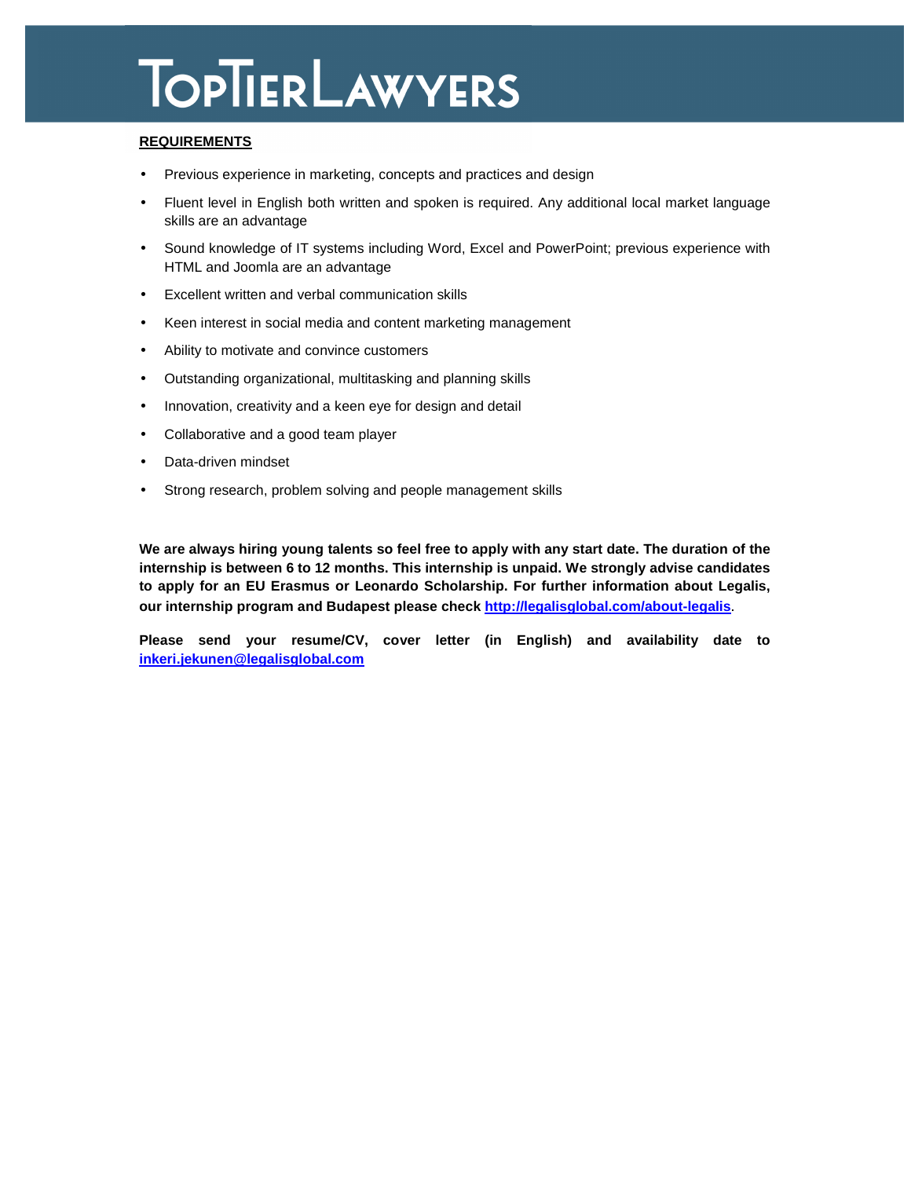# TopTierLawyers

**REQUIREMENTS**

- Previous experience in marketing, concepts and practices and design
- Fluent level in English both written and spoken is required. Any additional local market language skills are an advantage
- Sound knowledge of IT systems including Word, Excel and PowerPoint; previous experience with HTML and Joomla are an advantage
- Excellent written and verbal communication skills
- Keen interest in social media and content marketing management
- Ability to motivate and convince customers
- Outstanding organizational, multitasking and planning skills
- Innovation, creativity and a keen eye for design and detail
- Collaborative and a good team player
- Data-driven mindset
- Strong research, problem solving and people management skills

**We are always hiring young talents so feel free to apply with any start date. The duration of the internship is between 6 to 12 months. This internship is unpaid. We strongly advise candidates to apply for an EU Erasmus or Leonardo Scholarship. For further information about Legalis, our internship program and Budapest please check [http://legalisglobal.com/about-legalis](http://legalisglobal.com/about-legalis)**.

**Please send your resume/CV, cover letter (in English) and availability date to [inkeri.jekunen@legalisglobal.com](mailto:inkeri.jekunen@legalisglobal.com)**